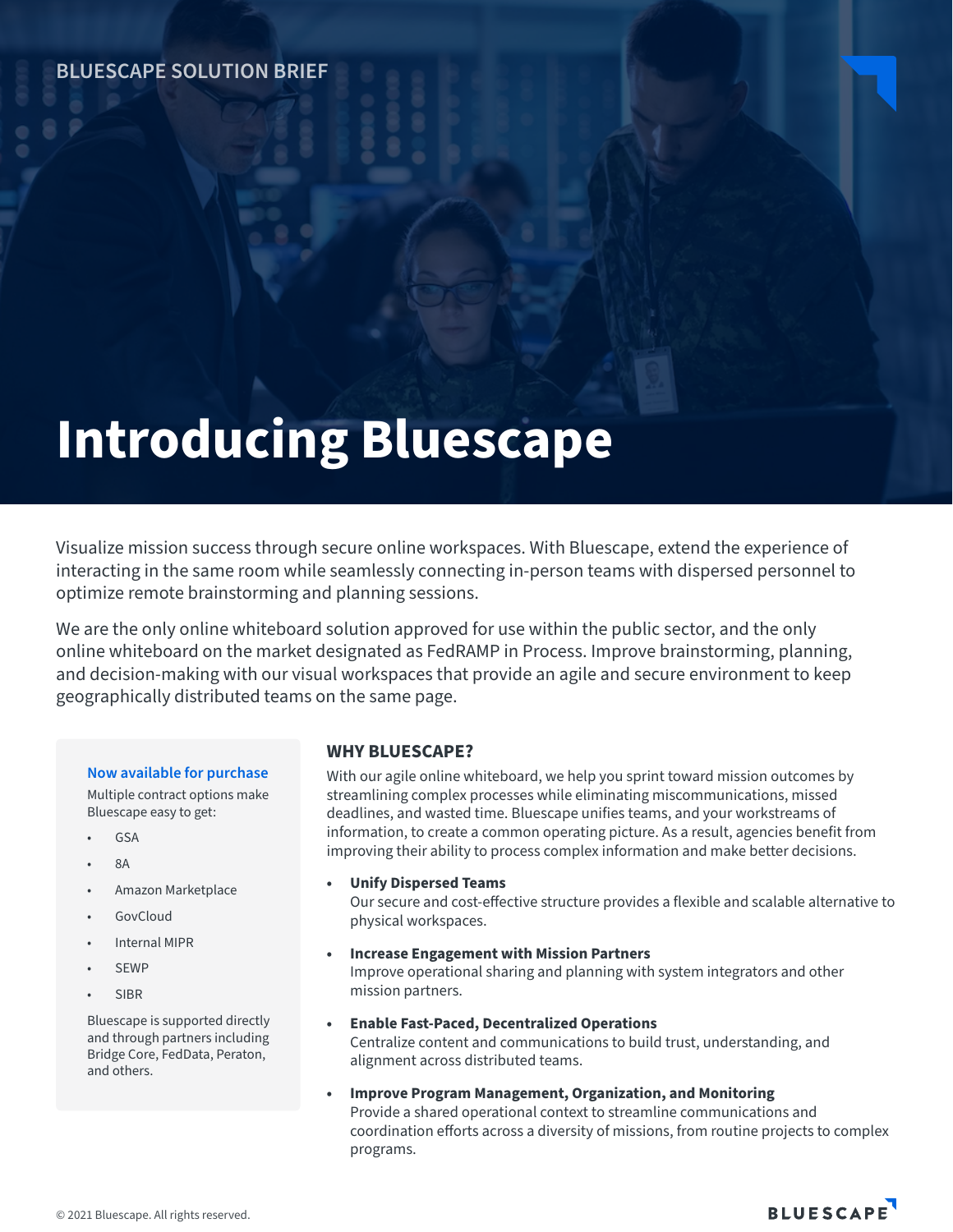BLUESCAPE SOLUTION BRIEF

# Introducing Bluescape

Visualize mission success through secure online workspaces. With Bluescape, extend the experience of interacting in the same room while seamlessly connecting in-person teams with dispersed personnel to optimize remote brainstorming and planning sessions.

We are the only online whiteboard solution approved for use within the public sector, and the only online whiteboard on the market designated as FedRAMP in Process. Improve brainstorming, planning, and decision-making with our visual workspaces that provide an agile and secure environment to keep geographically distributed teams on the same page.

### Now available for purchase

Multiple contract options make Bluescape easy to get:

- GSA
- 8A
- Amazon Marketplace
- GovCloud
- Internal MIPR
- SEWP
- SIBR

Bluescape is supported directly and through partners including Bridge Core, FedData, Peraton, and others.

## WHY BLUESCAPE?

With our agile online whiteboard, we help you sprint toward mission outcomes by streamlining complex processes while eliminating miscommunications, missed deadlines, and wasted time. Bluescape unifies teams, and your workstreams of information, to create a common operating picture. As a result, agencies benefit from improving their ability to process complex information and make better decisions.

- **Unify Dispersed Teams**
  Our secure and cost-effective structure provides a flexible and scalable alternative to physical workspaces.
- **Increase Engagement with Mission Partners**
  Improve operational sharing and planning with system integrators and other mission partners.
- **Enable Fast-Paced, Decentralized Operations**
  Centralize content and communications to build trust, understanding, and alignment across distributed teams.
- **Improve Program Management, Organization, and Monitoring**
  Provide a shared operational context to streamline communications and coordination efforts across a diversity of missions, from routine projects to complex programs.

© 2021 Bluescape. All rights reserved.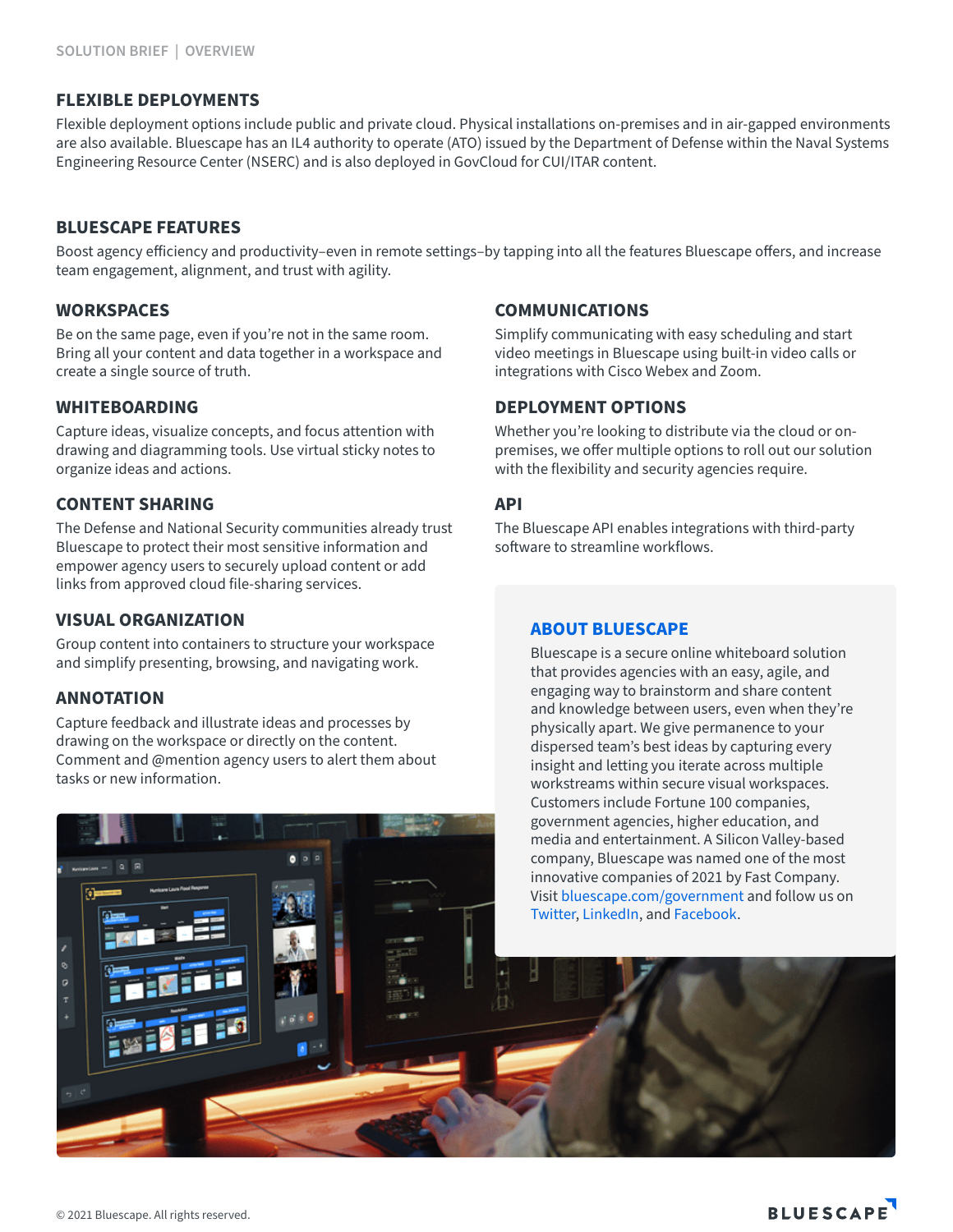## FLEXIBLE DEPLOYMENTS

Flexible deployment options include public and private cloud. Physical installations on-premises and in air-gapped environments are also available. Bluescape has an IL4 authority to operate (ATO) issued by the Department of Defense within the Naval Systems Engineering Resource Center (NSERC) and is also deployed in GovCloud for CUI/ITAR content.

## BLUESCAPE FEATURES

Boost agency efficiency and productivity–even in remote settings–by tapping into all the features Bluescape offers, and increase team engagement, alignment, and trust with agility.

### WORKSPACES

Be on the same page, even if you're not in the same room. Bring all your content and data together in a workspace and create a single source of truth.

### WHITEBOARDING

Capture ideas, visualize concepts, and focus attention with drawing and diagramming tools. Use virtual sticky notes to organize ideas and actions.

### CONTENT SHARING

The Defense and National Security communities already trust Bluescape to protect their most sensitive information and empower agency users to securely upload content or add links from approved cloud file-sharing services.

### VISUAL ORGANIZATION

Group content into containers to structure your workspace and simplify presenting, browsing, and navigating work.

### ANNOTATION

Capture feedback and illustrate ideas and processes by drawing on the workspace or directly on the content. Comment and @mention agency users to alert them about tasks or new information.

### COMMUNICATIONS

Simplify communicating with easy scheduling and start video meetings in Bluescape using built-in video calls or integrations with Cisco Webex and Zoom.

### DEPLOYMENT OPTIONS

Whether you're looking to distribute via the cloud or on-premises, we offer multiple options to roll out our solution with the flexibility and security agencies require.

### API

The Bluescape API enables integrations with third-party software to streamline workflows.

### ABOUT BLUESCAPE

Bluescape is a secure online whiteboard solution that provides agencies with an easy, agile, and engaging way to brainstorm and share content and knowledge between users, even when they're physically apart. We give permanence to your dispersed team's best ideas by capturing every insight and letting you iterate across multiple workstreams within secure visual workspaces. Customers include Fortune 100 companies, government agencies, higher education, and media and entertainment. A Silicon Valley-based company, Bluescape was named one of the most innovative companies of 2021 by Fast Company. Visit bluescape.com/government and follow us on Twitter, LinkedIn, and Facebook.

© 2021 Bluescape. All rights reserved.